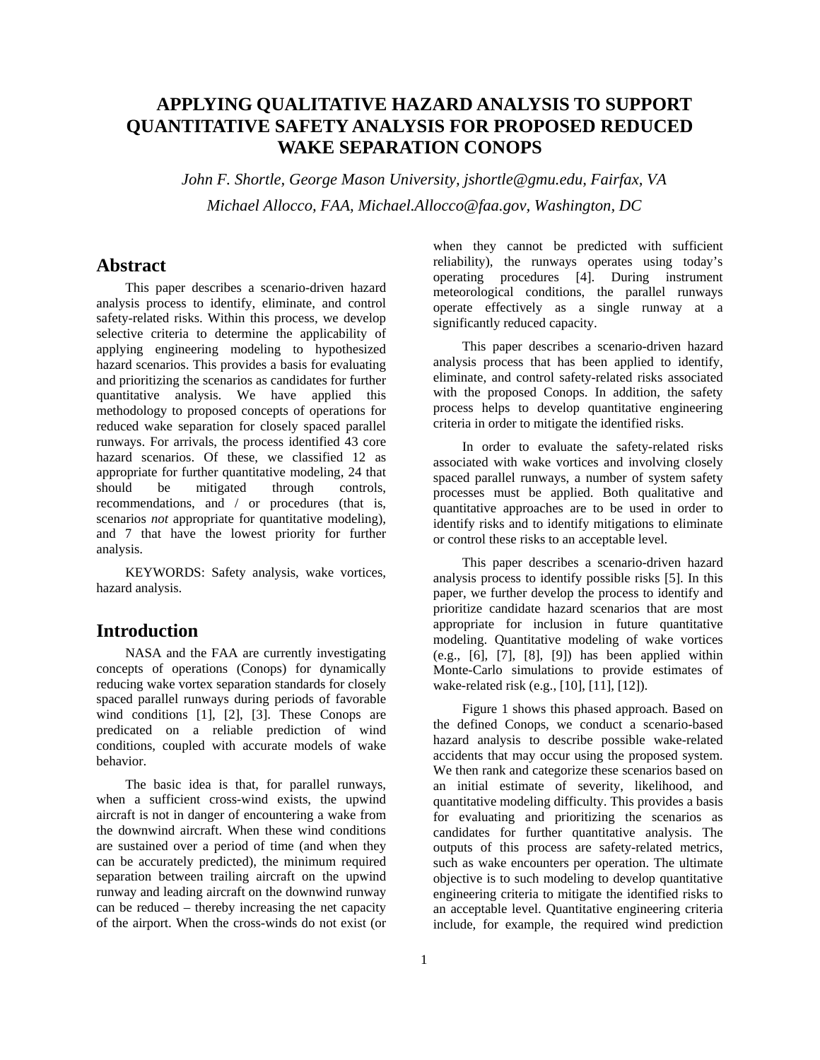# APPLYING QUALITATIVE HAZARD ANALYSIS TO SUPPORT QUANTITATIVE SAFETY ANALYSIS FOR PROPOSED REDUCED WAKE SEPARATION CONOPS

*John F. Shortle, George Mason University, jshortle@gmu.edu, Fairfax, VA*

*Michael Allocco, FAA, Michael.Allocco@faa.gov, Washington, DC*

## Abstract

This paper describes a scenario-driven hazard analysis process to identify, eliminate, and control safety-related risks. Within this process, we develop selective criteria to determine the applicability of applying engineering modeling to hypothesized hazard scenarios. This provides a basis for evaluating and prioritizing the scenarios as candidates for further quantitative analysis. We have applied this methodology to proposed concepts of operations for reduced wake separation for closely spaced parallel runways. For arrivals, the process identified 43 core hazard scenarios. Of these, we classified 12 as appropriate for further quantitative modeling, 24 that should be mitigated through controls, recommendations, and / or procedures (that is, scenarios *not* appropriate for quantitative modeling), and 7 that have the lowest priority for further analysis.

KEYWORDS: Safety analysis, wake vortices, hazard analysis.

## Introduction

NASA and the FAA are currently investigating concepts of operations (Conops) for dynamically reducing wake vortex separation standards for closely spaced parallel runways during periods of favorable wind conditions [1], [2], [3]. These Conops are predicated on a reliable prediction of wind conditions, coupled with accurate models of wake behavior.

The basic idea is that, for parallel runways, when a sufficient cross-wind exists, the upwind aircraft is not in danger of encountering a wake from the downwind aircraft. When these wind conditions are sustained over a period of time (and when they can be accurately predicted), the minimum required separation between trailing aircraft on the upwind runway and leading aircraft on the downwind runway can be reduced – thereby increasing the net capacity of the airport. When the cross-winds do not exist (or when they cannot be predicted with sufficient reliability), the runways operates using today's operating procedures [4]. During instrument meteorological conditions, the parallel runways operate effectively as a single runway at a significantly reduced capacity.

This paper describes a scenario-driven hazard analysis process that has been applied to identify, eliminate, and control safety-related risks associated with the proposed Conops. In addition, the safety process helps to develop quantitative engineering criteria in order to mitigate the identified risks.

In order to evaluate the safety-related risks associated with wake vortices and involving closely spaced parallel runways, a number of system safety processes must be applied. Both qualitative and quantitative approaches are to be used in order to identify risks and to identify mitigations to eliminate or control these risks to an acceptable level.

This paper describes a scenario-driven hazard analysis process to identify possible risks [5]. In this paper, we further develop the process to identify and prioritize candidate hazard scenarios that are most appropriate for inclusion in future quantitative modeling. Quantitative modeling of wake vortices (e.g., [6], [7], [8], [9]) has been applied within Monte-Carlo simulations to provide estimates of wake-related risk (e.g., [10], [11], [12]).

Figure 1 shows this phased approach. Based on the defined Conops, we conduct a scenario-based hazard analysis to describe possible wake-related accidents that may occur using the proposed system. We then rank and categorize these scenarios based on an initial estimate of severity, likelihood, and quantitative modeling difficulty. This provides a basis for evaluating and prioritizing the scenarios as candidates for further quantitative analysis. The outputs of this process are safety-related metrics, such as wake encounters per operation. The ultimate objective is to such modeling to develop quantitative engineering criteria to mitigate the identified risks to an acceptable level. Quantitative engineering criteria include, for example, the required wind prediction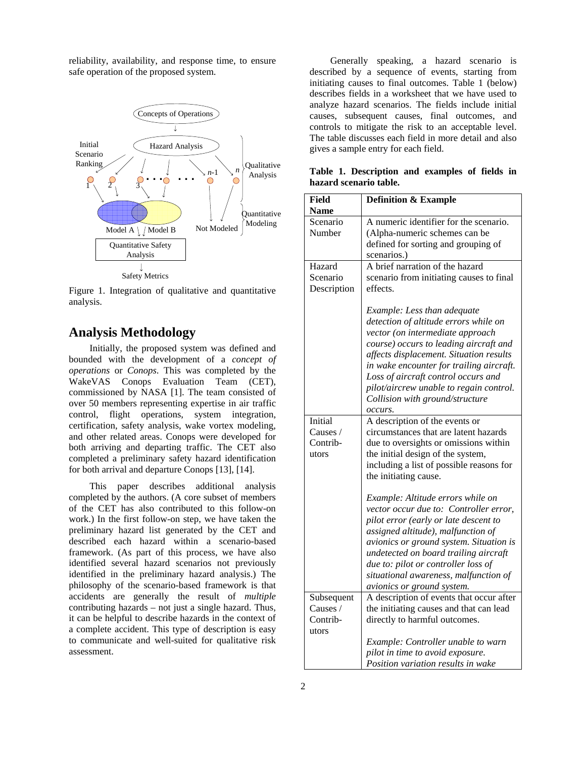reliability, availability, and response time, to ensure safe operation of the proposed system.

Figure 1. Integration of qualitative and quantitative analysis.

## Analysis Methodology

Initially, the proposed system was defined and bounded with the development of a *concept of operations* or *Conops*. This was completed by the WakeVAS Conops Evaluation Team (CET), commissioned by NASA [1]. The team consisted of over 50 members representing expertise in air traffic control, flight operations, system integration, certification, safety analysis, wake vortex modeling, and other related areas. Conops were developed for both arriving and departing traffic. The CET also completed a preliminary safety hazard identification for both arrival and departure Conops [13], [14].

This paper describes additional analysis completed by the authors. (A core subset of members of the CET has also contributed to this follow-on work.) In the first follow-on step, we have taken the preliminary hazard list generated by the CET and described each hazard within a scenario-based framework. (As part of this process, we have also identified several hazard scenarios not previously identified in the preliminary hazard analysis.) The philosophy of the scenario-based framework is that accidents are generally the result of *multiple* contributing hazards – not just a single hazard. Thus, it can be helpful to describe hazards in the context of a complete accident. This type of description is easy to communicate and well-suited for qualitative risk assessment.

Generally speaking, a hazard scenario is described by a sequence of events, starting from initiating causes to final outcomes. Table 1 (below) describes fields in a worksheet that we have used to analyze hazard scenarios. The fields include initial causes, subsequent causes, final outcomes, and controls to mitigate the risk to an acceptable level. The table discusses each field in more detail and also gives a sample entry for each field.

**Table 1. Description and examples of fields in hazard scenario table.**

| Field Name | Definition & Example |
|---|---|
| Scenario Number | A numeric identifier for the scenario. (Alpha-numeric schemes can be defined for sorting and grouping of scenarios.) |
| Hazard Scenario Description | A brief narration of the hazard scenario from initiating causes to final effects.<br><br>*Example: Less than adequate detection of altitude errors while on vector (on intermediate approach course) occurs to leading aircraft and affects displacement. Situation results in wake encounter for trailing aircraft. Loss of aircraft control occurs and pilot/aircrew unable to regain control. Collision with ground/structure occurs.* |
| Initial Causes / Contrib-utors | A description of the events or circumstances that are latent hazards due to oversights or omissions within the initial design of the system, including a list of possible reasons for the initiating cause.<br><br>*Example: Altitude errors while on vector occur due to: Controller error, pilot error (early or late descent to assigned altitude), malfunction of avionics or ground system. Situation is undetected on board trailing aircraft due to: pilot or controller loss of situational awareness, malfunction of avionics or ground system.* |
| Subsequent Causes / Contrib-utors | A description of events that occur after the initiating causes and that can lead directly to harmful outcomes.<br><br>*Example: Controller unable to warn pilot in time to avoid exposure. Position variation results in wake* |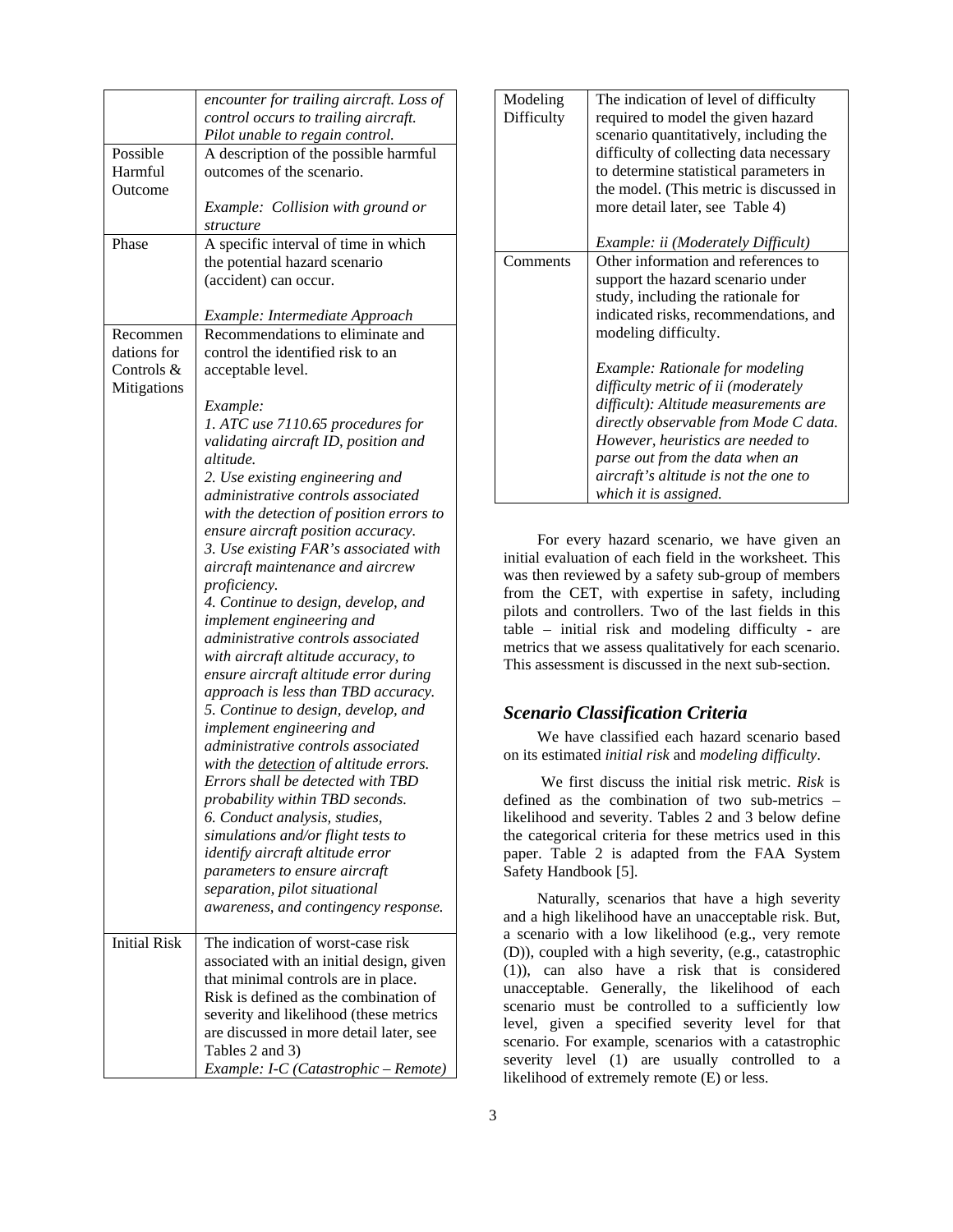| | |
|---|---|
| | *encounter for trailing aircraft. Loss of control occurs to trailing aircraft. Pilot unable to regain control.* |
| Possible Harmful Outcome | A description of the possible harmful outcomes of the scenario.<br><br>*Example: Collision with ground or structure* |
| Phase | A specific interval of time in which the potential hazard scenario (accident) can occur.<br><br>*Example: Intermediate Approach* |
| Recommendations for Controls & Mitigations | Recommendations to eliminate and control the identified risk to an acceptable level.<br><br>*Example:*<br>*1. ATC use 7110.65 procedures for validating aircraft ID, position and altitude.*<br>*2. Use existing engineering and administrative controls associated with the detection of position errors to ensure aircraft position accuracy.*<br>*3. Use existing FAR's associated with aircraft maintenance and aircrew proficiency.*<br>*4. Continue to design, develop, and implement engineering and administrative controls associated with aircraft altitude accuracy, to ensure aircraft altitude error during approach is less than TBD accuracy.*<br>*5. Continue to design, develop, and implement engineering and administrative controls associated with the detection of altitude errors. Errors shall be detected with TBD probability within TBD seconds.*<br>*6. Conduct analysis, studies, simulations and/or flight tests to identify aircraft altitude error parameters to ensure aircraft separation, pilot situational awareness, and contingency response.* |
| Initial Risk | The indication of worst-case risk associated with an initial design, given that minimal controls are in place. Risk is defined as the combination of severity and likelihood (these metrics are discussed in more detail later, see Tables 2 and 3)<br>*Example: I-C (Catastrophic – Remote)* |
| Modeling Difficulty | The indication of level of difficulty required to model the given hazard scenario quantitatively, including the difficulty of collecting data necessary to determine statistical parameters in the model. (This metric is discussed in more detail later, see Table 4)<br><br>*Example: ii (Moderately Difficult)* |
| Comments | Other information and references to support the hazard scenario under study, including the rationale for indicated risks, recommendations, and modeling difficulty.<br><br>*Example: Rationale for modeling difficulty metric of ii (moderately difficult): Altitude measurements are directly observable from Mode C data. However, heuristics are needed to parse out from the data when an aircraft's altitude is not the one to which it is assigned.* |

For every hazard scenario, we have given an initial evaluation of each field in the worksheet. This was then reviewed by a safety sub-group of members from the CET, with expertise in safety, including pilots and controllers. Two of the last fields in this table – initial risk and modeling difficulty - are metrics that we assess qualitatively for each scenario. This assessment is discussed in the next sub-section.

### *Scenario Classification Criteria*

We have classified each hazard scenario based on its estimated *initial risk* and *modeling difficulty*.

We first discuss the initial risk metric. *Risk* is defined as the combination of two sub-metrics – likelihood and severity. Tables 2 and 3 below define the categorical criteria for these metrics used in this paper. Table 2 is adapted from the FAA System Safety Handbook [5].

Naturally, scenarios that have a high severity and a high likelihood have an unacceptable risk. But, a scenario with a low likelihood (e.g., very remote (D)), coupled with a high severity, (e.g., catastrophic (1)), can also have a risk that is considered unacceptable. Generally, the likelihood of each scenario must be controlled to a sufficiently low level, given a specified severity level for that scenario. For example, scenarios with a catastrophic severity level (1) are usually controlled to a likelihood of extremely remote (E) or less.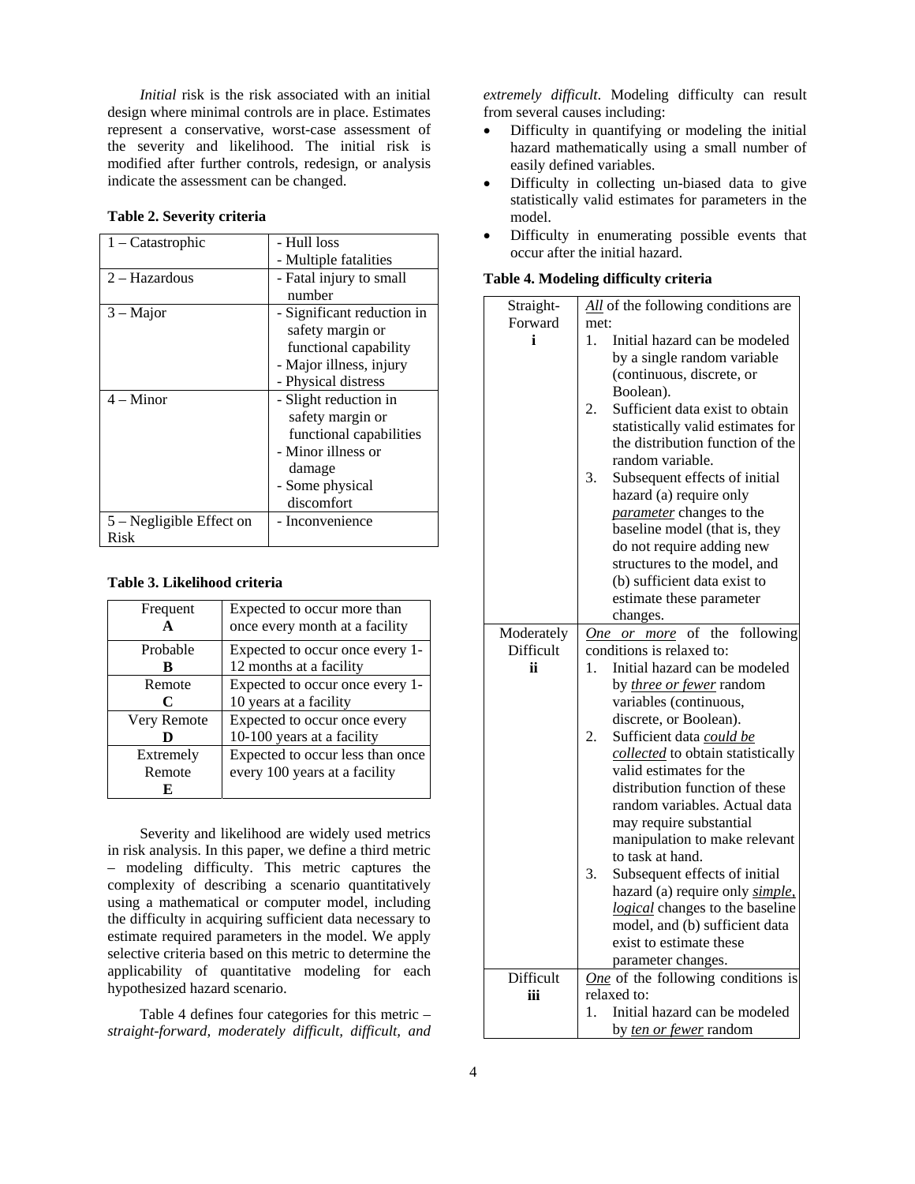*Initial* risk is the risk associated with an initial design where minimal controls are in place. Estimates represent a conservative, worst-case assessment of the severity and likelihood. The initial risk is modified after further controls, redesign, or analysis indicate the assessment can be changed.

**Table 2. Severity criteria**

| | |
|---|---|
| 1 – Catastrophic | - Hull loss<br>- Multiple fatalities |
| 2 – Hazardous | - Fatal injury to small number |
| 3 – Major | - Significant reduction in safety margin or functional capability<br>- Major illness, injury<br>- Physical distress |
| 4 – Minor | - Slight reduction in safety margin or functional capabilities<br>- Minor illness or damage<br>- Some physical discomfort |
| 5 – Negligible Effect on Risk | - Inconvenience |

**Table 3. Likelihood criteria**

| | |
|---|---|
| Frequent **A** | Expected to occur more than once every month at a facility |
| Probable **B** | Expected to occur once every 1-12 months at a facility |
| Remote **C** | Expected to occur once every 1-10 years at a facility |
| Very Remote **D** | Expected to occur once every 10-100 years at a facility |
| Extremely Remote **E** | Expected to occur less than once every 100 years at a facility |

Severity and likelihood are widely used metrics in risk analysis. In this paper, we define a third metric – modeling difficulty. This metric captures the complexity of describing a scenario quantitatively using a mathematical or computer model, including the difficulty in acquiring sufficient data necessary to estimate required parameters in the model. We apply selective criteria based on this metric to determine the applicability of quantitative modeling for each hypothesized hazard scenario.

Table 4 defines four categories for this metric – *straight-forward, moderately difficult, difficult, and extremely difficult*. Modeling difficulty can result from several causes including:

- Difficulty in quantifying or modeling the initial hazard mathematically using a small number of easily defined variables.
- Difficulty in collecting un-biased data to give statistically valid estimates for parameters in the model.
- Difficulty in enumerating possible events that occur after the initial hazard.

**Table 4. Modeling difficulty criteria**

| | |
|---|---|
| Straight-Forward **i** | ***All*** of the following conditions are met:<br>1. Initial hazard can be modeled by a single random variable (continuous, discrete, or Boolean).<br>2. Sufficient data exist to obtain statistically valid estimates for the distribution function of the random variable.<br>3. Subsequent effects of initial hazard (a) require only ***parameter*** changes to the baseline model (that is, they do not require adding new structures to the model, and (b) sufficient data exist to estimate these parameter changes. |
| Moderately Difficult **ii** | ***One or more*** of the following conditions is relaxed to:<br>1. Initial hazard can be modeled by ***three or fewer*** random variables (continuous, discrete, or Boolean).<br>2. Sufficient data ***could be collected*** to obtain statistically valid estimates for the distribution function of these random variables. Actual data may require substantial manipulation to make relevant to task at hand.<br>3. Subsequent effects of initial hazard (a) require only ***simple, logical*** changes to the baseline model, and (b) sufficient data exist to estimate these parameter changes. |
| Difficult **iii** | ***One*** of the following conditions is relaxed to:<br>1. Initial hazard can be modeled by ***ten or fewer*** random |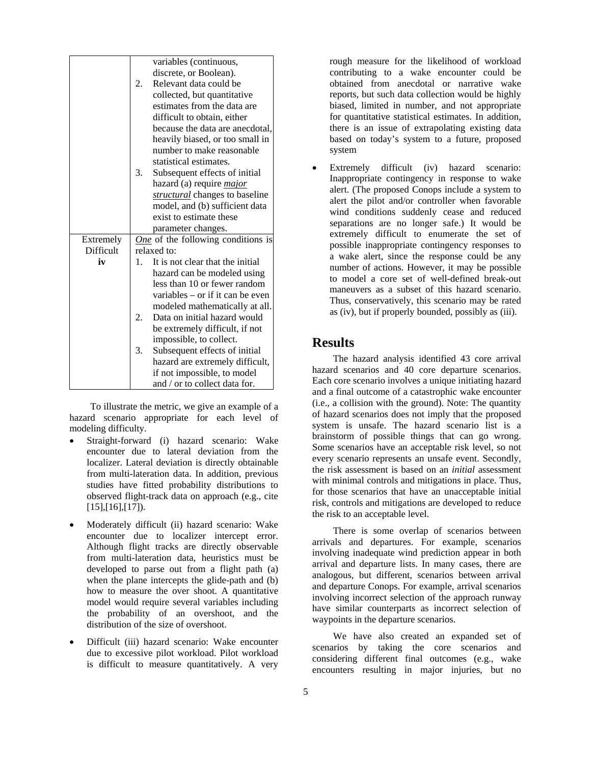| | |
|---|---|
| | variables (continuous, discrete, or Boolean).<br>2. Relevant data could be collected, but quantitative estimates from the data are difficult to obtain, either because the data are anecdotal, heavily biased, or too small in number to make reasonable statistical estimates.<br>3. Subsequent effects of initial hazard (a) require ***major structural*** changes to baseline model, and (b) sufficient data exist to estimate these parameter changes. |
| Extremely Difficult **iv** | ***One*** of the following conditions is relaxed to:<br>1. It is not clear that the initial hazard can be modeled using less than 10 or fewer random variables – or if it can be even modeled mathematically at all.<br>2. Data on initial hazard would be extremely difficult, if not impossible, to collect.<br>3. Subsequent effects of initial hazard are extremely difficult, if not impossible, to model and / or to collect data for. |

To illustrate the metric, we give an example of a hazard scenario appropriate for each level of modeling difficulty.

- Straight-forward (i) hazard scenario: Wake encounter due to lateral deviation from the localizer. Lateral deviation is directly obtainable from multi-lateration data. In addition, previous studies have fitted probability distributions to observed flight-track data on approach (e.g., cite [15],[16],[17]).
- Moderately difficult (ii) hazard scenario: Wake encounter due to localizer intercept error. Although flight tracks are directly observable from multi-lateration data, heuristics must be developed to parse out from a flight path (a) when the plane intercepts the glide-path and (b) how to measure the over shoot. A quantitative model would require several variables including the probability of an overshoot, and the distribution of the size of overshoot.
- Difficult (iii) hazard scenario: Wake encounter due to excessive pilot workload. Pilot workload is difficult to measure quantitatively. A very rough measure for the likelihood of workload contributing to a wake encounter could be obtained from anecdotal or narrative wake reports, but such data collection would be highly biased, limited in number, and not appropriate for quantitative statistical estimates. In addition, there is an issue of extrapolating existing data based on today's system to a future, proposed system
- Extremely difficult (iv) hazard scenario: Inappropriate contingency in response to wake alert. (The proposed Conops include a system to alert the pilot and/or controller when favorable wind conditions suddenly cease and reduced separations are no longer safe.) It would be extremely difficult to enumerate the set of possible inappropriate contingency responses to a wake alert, since the response could be any number of actions. However, it may be possible to model a core set of well-defined break-out maneuvers as a subset of this hazard scenario. Thus, conservatively, this scenario may be rated as (iv), but if properly bounded, possibly as (iii).

## Results

The hazard analysis identified 43 core arrival hazard scenarios and 40 core departure scenarios. Each core scenario involves a unique initiating hazard and a final outcome of a catastrophic wake encounter (i.e., a collision with the ground). Note: The quantity of hazard scenarios does not imply that the proposed system is unsafe. The hazard scenario list is a brainstorm of possible things that can go wrong. Some scenarios have an acceptable risk level, so not every scenario represents an unsafe event. Secondly, the risk assessment is based on an *initial* assessment with minimal controls and mitigations in place. Thus, for those scenarios that have an unacceptable initial risk, controls and mitigations are developed to reduce the risk to an acceptable level.

There is some overlap of scenarios between arrivals and departures. For example, scenarios involving inadequate wind prediction appear in both arrival and departure lists. In many cases, there are analogous, but different, scenarios between arrival and departure Conops. For example, arrival scenarios involving incorrect selection of the approach runway have similar counterparts as incorrect selection of waypoints in the departure scenarios.

We have also created an expanded set of scenarios by taking the core scenarios and considering different final outcomes (e.g., wake encounters resulting in major injuries, but no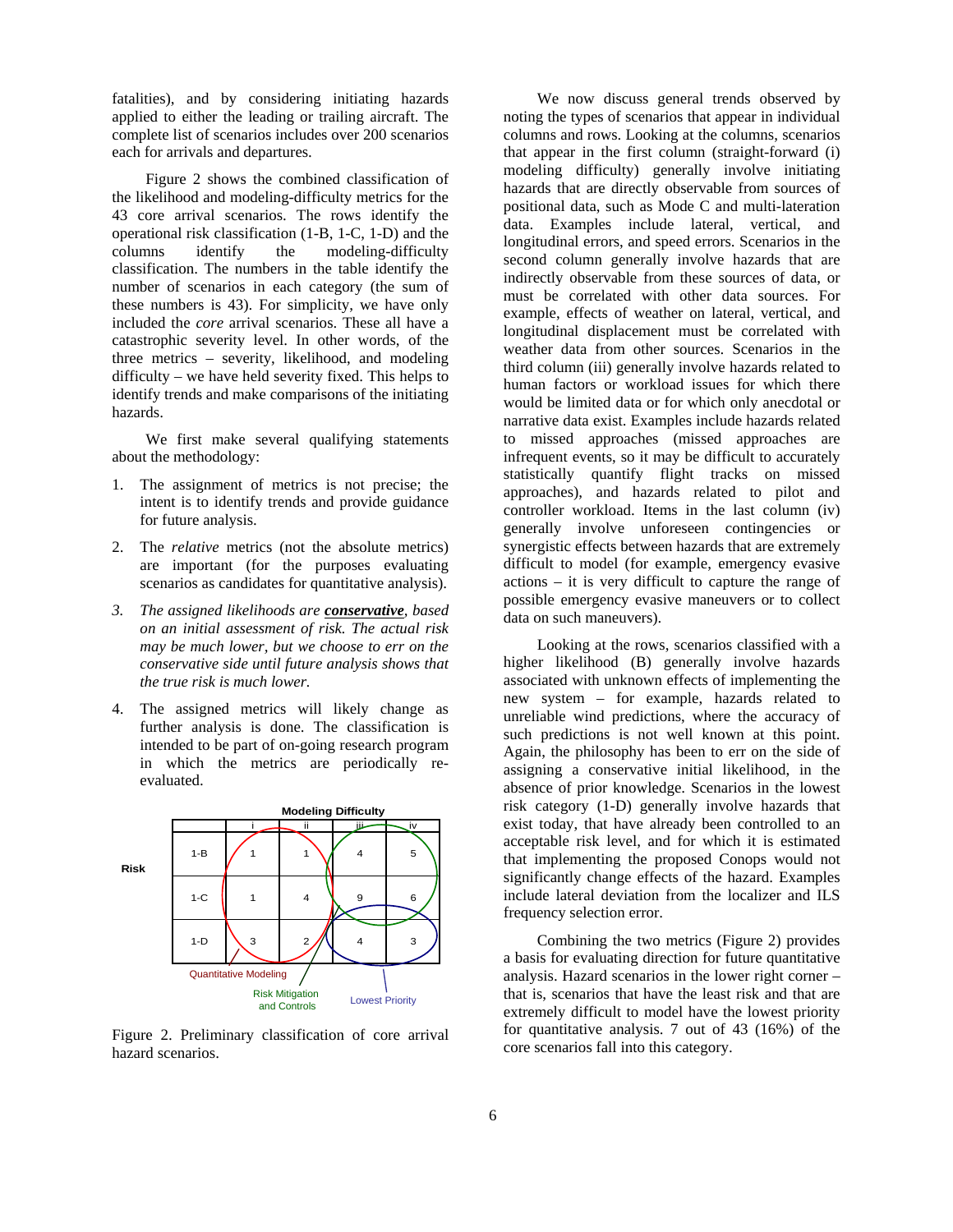fatalities), and by considering initiating hazards applied to either the leading or trailing aircraft. The complete list of scenarios includes over 200 scenarios each for arrivals and departures.

Figure 2 shows the combined classification of the likelihood and modeling-difficulty metrics for the 43 core arrival scenarios. The rows identify the operational risk classification (1-B, 1-C, 1-D) and the columns identify the modeling-difficulty classification. The numbers in the table identify the number of scenarios in each category (the sum of these numbers is 43). For simplicity, we have only included the *core* arrival scenarios. These all have a catastrophic severity level. In other words, of the three metrics – severity, likelihood, and modeling difficulty – we have held severity fixed. This helps to identify trends and make comparisons of the initiating hazards.

We first make several qualifying statements about the methodology:

1. The assignment of metrics is not precise; the intent is to identify trends and provide guidance for future analysis.
2. The *relative* metrics (not the absolute metrics) are important (for the purposes evaluating scenarios as candidates for quantitative analysis).
3. *The assigned likelihoods are* ***conservative****, based on an initial assessment of risk. The actual risk may be much lower, but we choose to err on the conservative side until future analysis shows that the true risk is much lower.*
4. The assigned metrics will likely change as further analysis is done. The classification is intended to be part of on-going research program in which the metrics are periodically re-evaluated.

**Modeling Difficulty**

| Risk | i | ii | iii | iv |
|---|---|---|---|---|
| 1-B | 1 | 1 | 4 | 5 |
| 1-C | 1 | 4 | 9 | 6 |
| 1-D | 3 | 2 | 4 | 3 |

Quantitative Modeling; Risk Mitigation and Controls; Lowest Priority

Figure 2. Preliminary classification of core arrival hazard scenarios.

We now discuss general trends observed by noting the types of scenarios that appear in individual columns and rows. Looking at the columns, scenarios that appear in the first column (straight-forward (i) modeling difficulty) generally involve initiating hazards that are directly observable from sources of positional data, such as Mode C and multi-lateration data. Examples include lateral, vertical, and longitudinal errors, and speed errors. Scenarios in the second column generally involve hazards that are indirectly observable from these sources of data, or must be correlated with other data sources. For example, effects of weather on lateral, vertical, and longitudinal displacement must be correlated with weather data from other sources. Scenarios in the third column (iii) generally involve hazards related to human factors or workload issues for which there would be limited data or for which only anecdotal or narrative data exist. Examples include hazards related to missed approaches (missed approaches are infrequent events, so it may be difficult to accurately statistically quantify flight tracks on missed approaches), and hazards related to pilot and controller workload. Items in the last column (iv) generally involve unforeseen contingencies or synergistic effects between hazards that are extremely difficult to model (for example, emergency evasive actions – it is very difficult to capture the range of possible emergency evasive maneuvers or to collect data on such maneuvers).

Looking at the rows, scenarios classified with a higher likelihood (B) generally involve hazards associated with unknown effects of implementing the new system – for example, hazards related to unreliable wind predictions, where the accuracy of such predictions is not well known at this point. Again, the philosophy has been to err on the side of assigning a conservative initial likelihood, in the absence of prior knowledge. Scenarios in the lowest risk category (1-D) generally involve hazards that exist today, that have already been controlled to an acceptable risk level, and for which it is estimated that implementing the proposed Conops would not significantly change effects of the hazard. Examples include lateral deviation from the localizer and ILS frequency selection error.

Combining the two metrics (Figure 2) provides a basis for evaluating direction for future quantitative analysis. Hazard scenarios in the lower right corner – that is, scenarios that have the least risk and that are extremely difficult to model have the lowest priority for quantitative analysis. 7 out of 43 (16%) of the core scenarios fall into this category.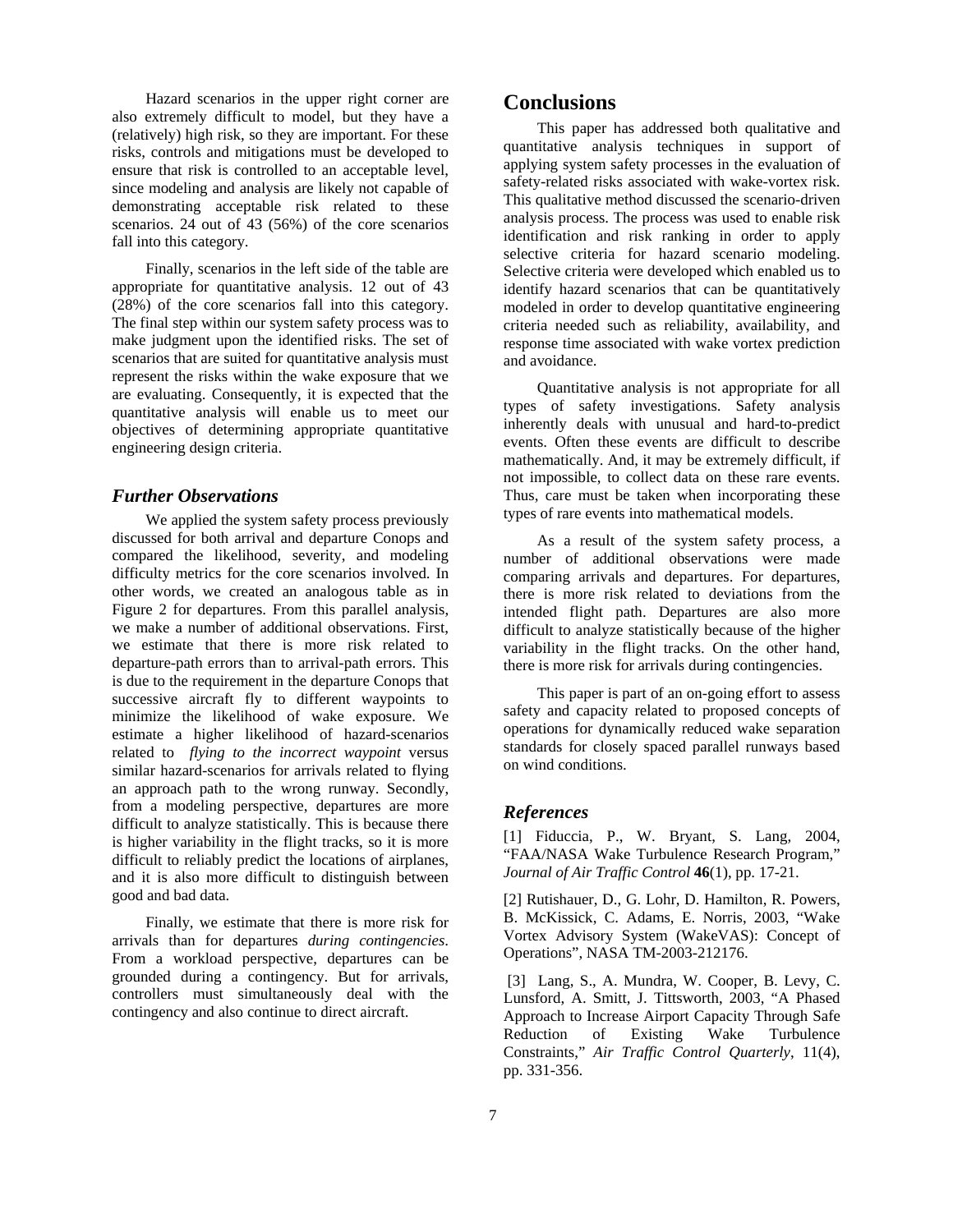Hazard scenarios in the upper right corner are also extremely difficult to model, but they have a (relatively) high risk, so they are important. For these risks, controls and mitigations must be developed to ensure that risk is controlled to an acceptable level, since modeling and analysis are likely not capable of demonstrating acceptable risk related to these scenarios. 24 out of 43 (56%) of the core scenarios fall into this category.

Finally, scenarios in the left side of the table are appropriate for quantitative analysis. 12 out of 43 (28%) of the core scenarios fall into this category. The final step within our system safety process was to make judgment upon the identified risks. The set of scenarios that are suited for quantitative analysis must represent the risks within the wake exposure that we are evaluating. Consequently, it is expected that the quantitative analysis will enable us to meet our objectives of determining appropriate quantitative engineering design criteria.

### *Further Observations*

We applied the system safety process previously discussed for both arrival and departure Conops and compared the likelihood, severity, and modeling difficulty metrics for the core scenarios involved. In other words, we created an analogous table as in Figure 2 for departures. From this parallel analysis, we make a number of additional observations. First, we estimate that there is more risk related to departure-path errors than to arrival-path errors. This is due to the requirement in the departure Conops that successive aircraft fly to different waypoints to minimize the likelihood of wake exposure. We estimate a higher likelihood of hazard-scenarios related to *flying to the incorrect waypoint* versus similar hazard-scenarios for arrivals related to flying an approach path to the wrong runway. Secondly, from a modeling perspective, departures are more difficult to analyze statistically. This is because there is higher variability in the flight tracks, so it is more difficult to reliably predict the locations of airplanes, and it is also more difficult to distinguish between good and bad data.

Finally, we estimate that there is more risk for arrivals than for departures *during contingencies*. From a workload perspective, departures can be grounded during a contingency. But for arrivals, controllers must simultaneously deal with the contingency and also continue to direct aircraft.

## Conclusions

This paper has addressed both qualitative and quantitative analysis techniques in support of applying system safety processes in the evaluation of safety-related risks associated with wake-vortex risk. This qualitative method discussed the scenario-driven analysis process. The process was used to enable risk identification and risk ranking in order to apply selective criteria for hazard scenario modeling. Selective criteria were developed which enabled us to identify hazard scenarios that can be quantitatively modeled in order to develop quantitative engineering criteria needed such as reliability, availability, and response time associated with wake vortex prediction and avoidance.

Quantitative analysis is not appropriate for all types of safety investigations. Safety analysis inherently deals with unusual and hard-to-predict events. Often these events are difficult to describe mathematically. And, it may be extremely difficult, if not impossible, to collect data on these rare events. Thus, care must be taken when incorporating these types of rare events into mathematical models.

As a result of the system safety process, a number of additional observations were made comparing arrivals and departures. For departures, there is more risk related to deviations from the intended flight path. Departures are also more difficult to analyze statistically because of the higher variability in the flight tracks. On the other hand, there is more risk for arrivals during contingencies.

This paper is part of an on-going effort to assess safety and capacity related to proposed concepts of operations for dynamically reduced wake separation standards for closely spaced parallel runways based on wind conditions.

### *References*

[1] Fiduccia, P., W. Bryant, S. Lang, 2004, "FAA/NASA Wake Turbulence Research Program," *Journal of Air Traffic Control* **46**(1), pp. 17-21.

[2] Rutishauer, D., G. Lohr, D. Hamilton, R. Powers, B. McKissick, C. Adams, E. Norris, 2003, "Wake Vortex Advisory System (WakeVAS): Concept of Operations", NASA TM-2003-212176.

[3] Lang, S., A. Mundra, W. Cooper, B. Levy, C. Lunsford, A. Smitt, J. Tittsworth, 2003, "A Phased Approach to Increase Airport Capacity Through Safe Reduction of Existing Wake Turbulence Constraints," *Air Traffic Control Quarterly*, 11(4), pp. 331-356.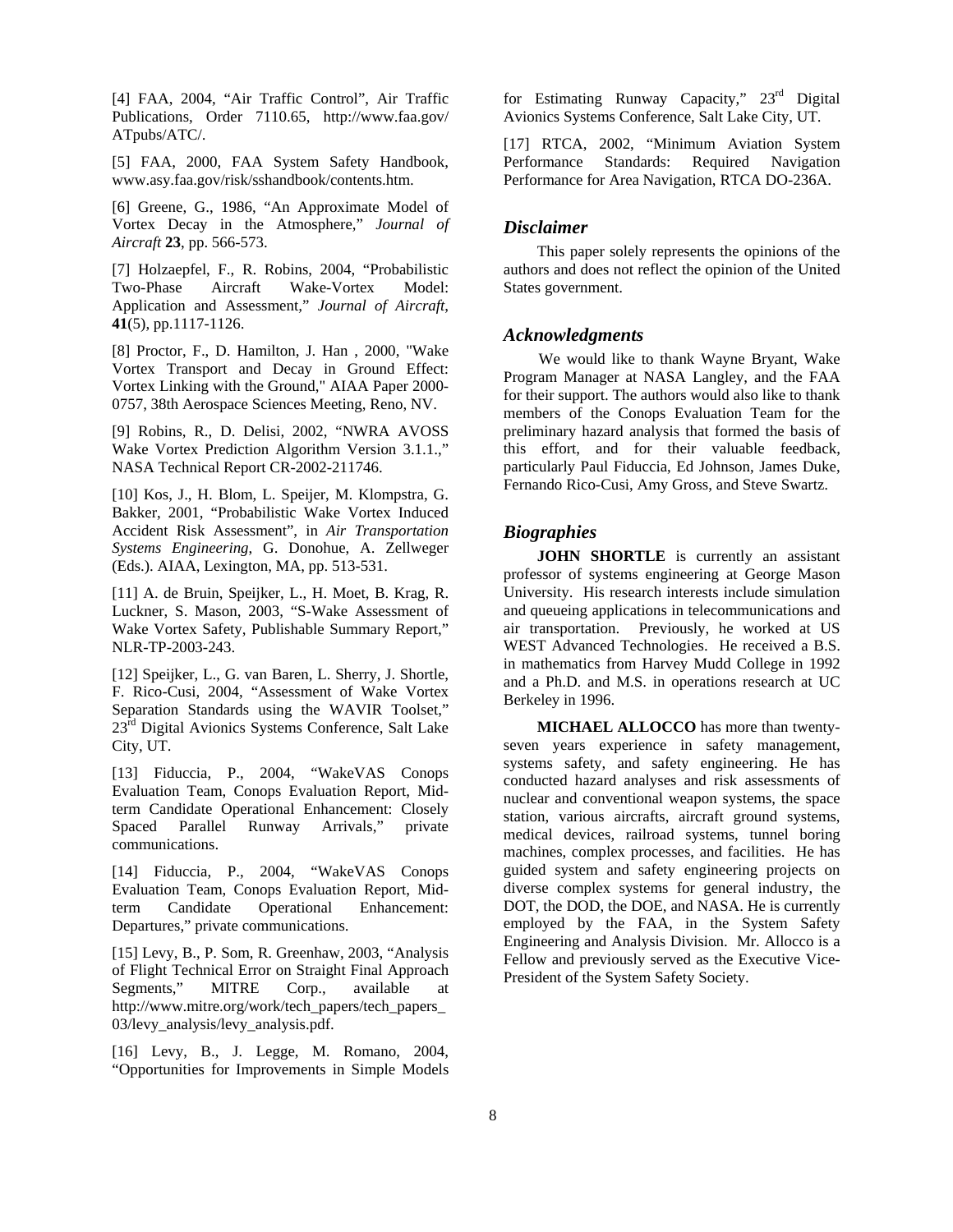[4] FAA, 2004, "Air Traffic Control", Air Traffic Publications, Order 7110.65, http://www.faa.gov/ATpubs/ATC/.

[5] FAA, 2000, FAA System Safety Handbook, www.asy.faa.gov/risk/sshandbook/contents.htm.

[6] Greene, G., 1986, "An Approximate Model of Vortex Decay in the Atmosphere," *Journal of Aircraft* **23**, pp. 566-573.

[7] Holzaepfel, F., R. Robins, 2004, "Probabilistic Two-Phase Aircraft Wake-Vortex Model: Application and Assessment," *Journal of Aircraft*, **41**(5), pp.1117-1126.

[8] Proctor, F., D. Hamilton, J. Han , 2000, "Wake Vortex Transport and Decay in Ground Effect: Vortex Linking with the Ground," AIAA Paper 2000-0757, 38th Aerospace Sciences Meeting, Reno, NV.

[9] Robins, R., D. Delisi, 2002, "NWRA AVOSS Wake Vortex Prediction Algorithm Version 3.1.1.," NASA Technical Report CR-2002-211746.

[10] Kos, J., H. Blom, L. Speijer, M. Klompstra, G. Bakker, 2001, "Probabilistic Wake Vortex Induced Accident Risk Assessment", in *Air Transportation Systems Engineering*, G. Donohue, A. Zellweger (Eds.). AIAA, Lexington, MA, pp. 513-531.

[11] A. de Bruin, Speijker, L., H. Moet, B. Krag, R. Luckner, S. Mason, 2003, "S-Wake Assessment of Wake Vortex Safety, Publishable Summary Report," NLR-TP-2003-243.

[12] Speijker, L., G. van Baren, L. Sherry, J. Shortle, F. Rico-Cusi, 2004, "Assessment of Wake Vortex Separation Standards using the WAVIR Toolset," 23rd Digital Avionics Systems Conference, Salt Lake City, UT.

[13] Fiduccia, P., 2004, "WakeVAS Conops Evaluation Team, Conops Evaluation Report, Mid-term Candidate Operational Enhancement: Closely Spaced Parallel Runway Arrivals," private communications.

[14] Fiduccia, P., 2004, "WakeVAS Conops Evaluation Team, Conops Evaluation Report, Mid-term Candidate Operational Enhancement: Departures," private communications.

[15] Levy, B., P. Som, R. Greenhaw, 2003, "Analysis of Flight Technical Error on Straight Final Approach Segments," MITRE Corp., available at http://www.mitre.org/work/tech_papers/tech_papers_03/levy_analysis/levy_analysis.pdf.

[16] Levy, B., J. Legge, M. Romano, 2004, "Opportunities for Improvements in Simple Models for Estimating Runway Capacity," 23rd Digital Avionics Systems Conference, Salt Lake City, UT.

[17] RTCA, 2002, "Minimum Aviation System Performance Standards: Required Navigation Performance for Area Navigation, RTCA DO-236A.

## *Disclaimer*

This paper solely represents the opinions of the authors and does not reflect the opinion of the United States government.

## *Acknowledgments*

We would like to thank Wayne Bryant, Wake Program Manager at NASA Langley, and the FAA for their support. The authors would also like to thank members of the Conops Evaluation Team for the preliminary hazard analysis that formed the basis of this effort, and for their valuable feedback, particularly Paul Fiduccia, Ed Johnson, James Duke, Fernando Rico-Cusi, Amy Gross, and Steve Swartz.

## *Biographies*

**JOHN SHORTLE** is currently an assistant professor of systems engineering at George Mason University. His research interests include simulation and queueing applications in telecommunications and air transportation. Previously, he worked at US WEST Advanced Technologies. He received a B.S. in mathematics from Harvey Mudd College in 1992 and a Ph.D. and M.S. in operations research at UC Berkeley in 1996.

**MICHAEL ALLOCCO** has more than twenty-seven years experience in safety management, systems safety, and safety engineering. He has conducted hazard analyses and risk assessments of nuclear and conventional weapon systems, the space station, various aircrafts, aircraft ground systems, medical devices, railroad systems, tunnel boring machines, complex processes, and facilities. He has guided system and safety engineering projects on diverse complex systems for general industry, the DOT, the DOD, the DOE, and NASA. He is currently employed by the FAA, in the System Safety Engineering and Analysis Division. Mr. Allocco is a Fellow and previously served as the Executive Vice-President of the System Safety Society.